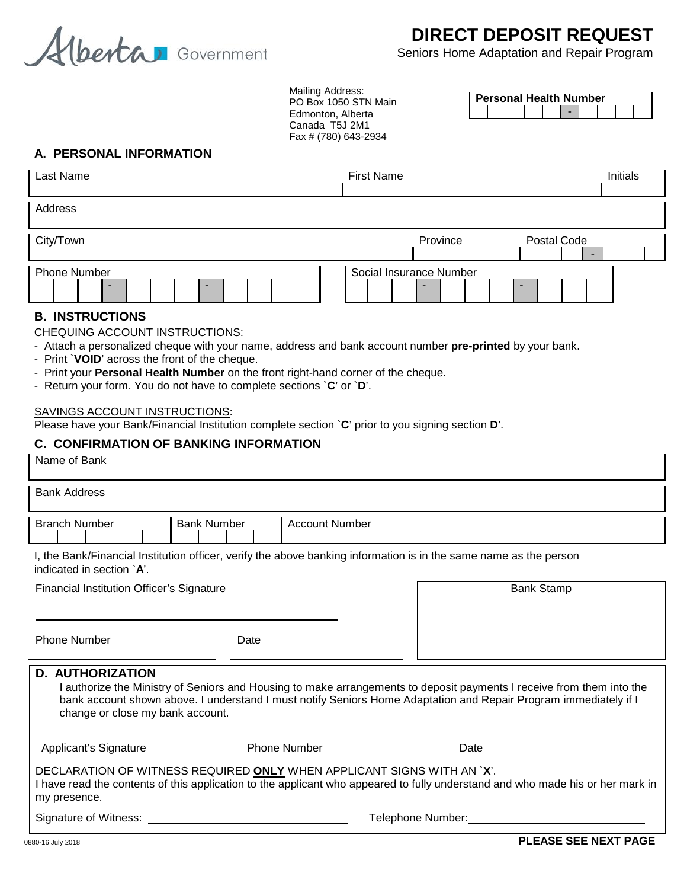Alberta Government

# DIRECT DEPOSIT REQUEST

Seniors Home Adaptation and Repair Program

Mailing Address:
PO Box 1050 STN Main
Edmonton, Alberta
Canada T5J 2M1
Fax # (780) 643-2934

**Personal Health Number** _____ - ____

## A. PERSONAL INFORMATION

| Last Name | First Name | Initials |
|---|---|---|
| | | |

| Address |
|---|
| |

| City/Town | Province | Postal Code |
|---|---|---|
| | | ___ - ___ |

| Phone Number | Social Insurance Number |
|---|---|
| ___ - ___ - ____ | ___ - ___ - ___ |

## B. INSTRUCTIONS

CHEQUING ACCOUNT INSTRUCTIONS:

- Attach a personalized cheque with your name, address and bank account number **pre-printed** by your bank.
- Print `**VOID**' across the front of the cheque.
- Print your **Personal Health Number** on the front right-hand corner of the cheque.
- Return your form. You do not have to complete sections `**C**' or `**D**'.

SAVINGS ACCOUNT INSTRUCTIONS:
Please have your Bank/Financial Institution complete section `**C**' prior to you signing section **D**'.

## C. CONFIRMATION OF BANKING INFORMATION

| Name of Bank |
|---|
| |

| Bank Address |
|---|
| |

| Branch Number | Bank Number | Account Number |
|---|---|---|
| | | |

I, the Bank/Financial Institution officer, verify the above banking information is in the same name as the person indicated in section `**A**'.

Financial Institution Officer's Signature ______________________

Phone Number ______________ Date ______________

Bank Stamp

## D. AUTHORIZATION

I authorize the Ministry of Seniors and Housing to make arrangements to deposit payments I receive from them into the bank account shown above. I understand I must notify Seniors Home Adaptation and Repair Program immediately if I change or close my bank account.

______________________ ______________________ ______________________
Applicant's Signature Phone Number Date

DECLARATION OF WITNESS REQUIRED **ONLY** WHEN APPLICANT SIGNS WITH AN `**X**'.
I have read the contents of this application to the applicant who appeared to fully understand and who made his or her mark in my presence.

Signature of Witness: ______________________ Telephone Number: ______________________

0880-16 July 2018

**PLEASE SEE NEXT PAGE**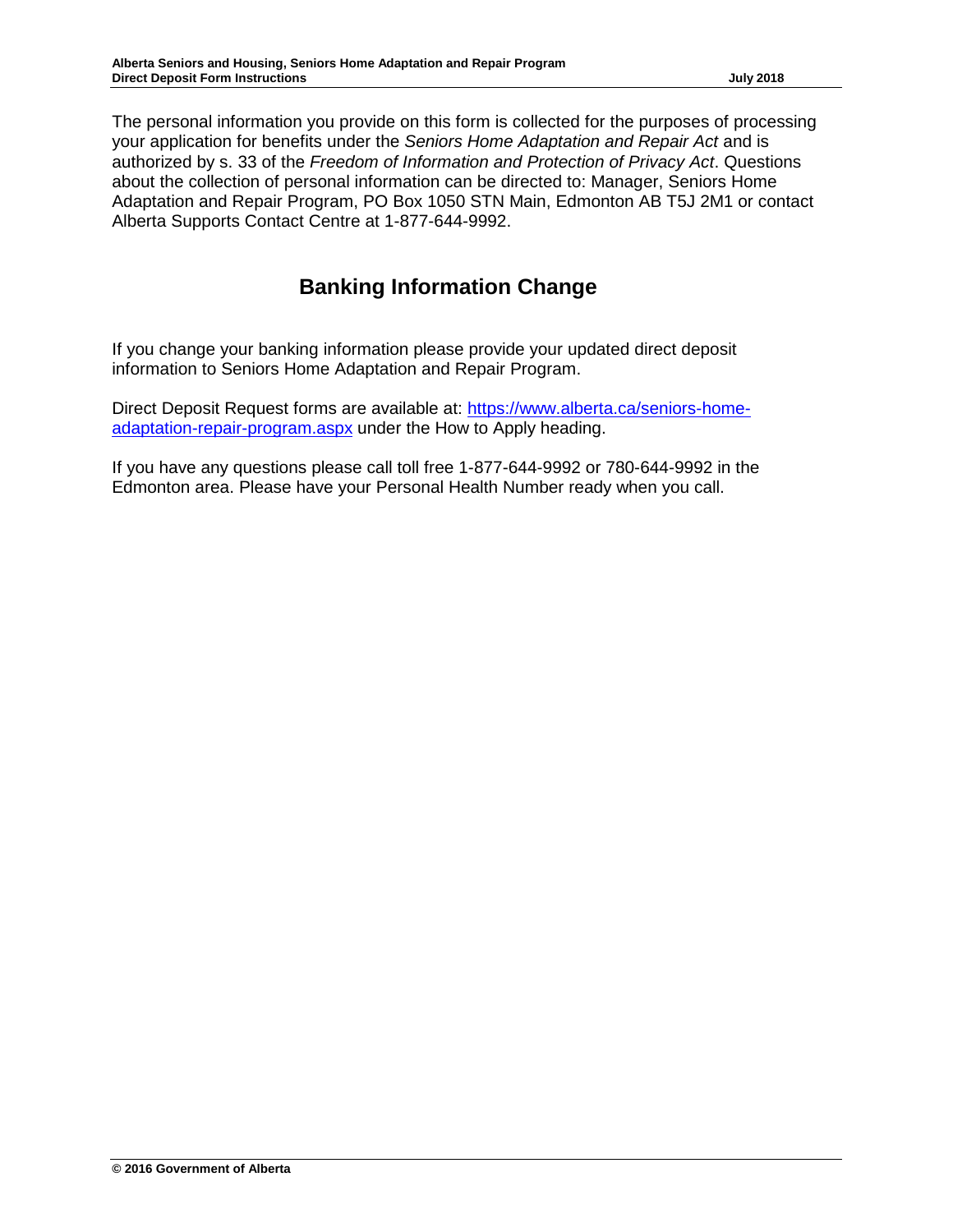The personal information you provide on this form is collected for the purposes of processing your application for benefits under the *Seniors Home Adaptation and Repair Act* and is authorized by s. 33 of the *Freedom of Information and Protection of Privacy Act*. Questions about the collection of personal information can be directed to: Manager, Seniors Home Adaptation and Repair Program, PO Box 1050 STN Main, Edmonton AB T5J 2M1 or contact Alberta Supports Contact Centre at 1-877-644-9992.

## Banking Information Change

If you change your banking information please provide your updated direct deposit information to Seniors Home Adaptation and Repair Program.

Direct Deposit Request forms are available at: [https://www.alberta.ca/seniors-home-adaptation-repair-program.aspx](https://www.alberta.ca/seniors-home-adaptation-repair-program.aspx) under the How to Apply heading.

If you have any questions please call toll free 1-877-644-9992 or 780-644-9992 in the Edmonton area. Please have your Personal Health Number ready when you call.